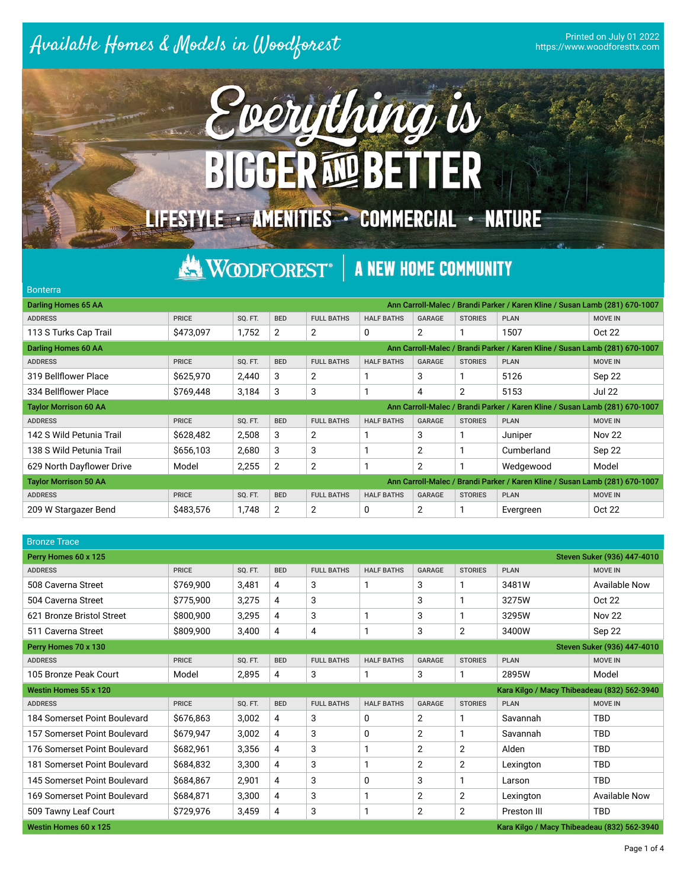# Available Homes & Models in Woodforest

Printed on July 01 2022
https://www.woodforesttx.com

Everything is BIGGER AND BETTER

LIFESTYLE • AMENITIES • COMMERCIAL • NATURE

WOODFOREST® | A NEW HOME COMMUNITY

## Bonterra

**Darling Homes 65 AA** — Ann Carroll-Malec / Brandi Parker / Karen Kline / Susan Lamb (281) 670-1007

| ADDRESS | PRICE | SQ. FT. | BED | FULL BATHS | HALF BATHS | GARAGE | STORIES | PLAN | MOVE IN |
|---|---|---|---|---|---|---|---|---|---|
| 113 S Turks Cap Trail | $473,097 | 1,752 | 2 | 2 | 0 | 2 | 1 | 1507 | Oct 22 |

**Darling Homes 60 AA** — Ann Carroll-Malec / Brandi Parker / Karen Kline / Susan Lamb (281) 670-1007

| ADDRESS | PRICE | SQ. FT. | BED | FULL BATHS | HALF BATHS | GARAGE | STORIES | PLAN | MOVE IN |
|---|---|---|---|---|---|---|---|---|---|
| 319 Bellflower Place | $625,970 | 2,440 | 3 | 2 | 1 | 3 | 1 | 5126 | Sep 22 |
| 334 Bellflower Place | $769,448 | 3,184 | 3 | 3 | 1 | 4 | 2 | 5153 | Jul 22 |

**Taylor Morrison 60 AA** — Ann Carroll-Malec / Brandi Parker / Karen Kline / Susan Lamb (281) 670-1007

| ADDRESS | PRICE | SQ. FT. | BED | FULL BATHS | HALF BATHS | GARAGE | STORIES | PLAN | MOVE IN |
|---|---|---|---|---|---|---|---|---|---|
| 142 S Wild Petunia Trail | $628,482 | 2,508 | 3 | 2 | 1 | 3 | 1 | Juniper | Nov 22 |
| 138 S Wild Petunia Trail | $656,103 | 2,680 | 3 | 3 | 1 | 2 | 1 | Cumberland | Sep 22 |
| 629 North Dayflower Drive | Model | 2,255 | 2 | 2 | 1 | 2 | 1 | Wedgewood | Model |

**Taylor Morrison 50 AA** — Ann Carroll-Malec / Brandi Parker / Karen Kline / Susan Lamb (281) 670-1007

| ADDRESS | PRICE | SQ. FT. | BED | FULL BATHS | HALF BATHS | GARAGE | STORIES | PLAN | MOVE IN |
|---|---|---|---|---|---|---|---|---|---|
| 209 W Stargazer Bend | $483,576 | 1,748 | 2 | 2 | 0 | 2 | 1 | Evergreen | Oct 22 |

## Bronze Trace

**Perry Homes 60 x 125** — Steven Suker (936) 447-4010

| ADDRESS | PRICE | SQ. FT. | BED | FULL BATHS | HALF BATHS | GARAGE | STORIES | PLAN | MOVE IN |
|---|---|---|---|---|---|---|---|---|---|
| 508 Caverna Street | $769,900 | 3,481 | 4 | 3 | 1 | 3 | 1 | 3481W | Available Now |
| 504 Caverna Street | $775,900 | 3,275 | 4 | 3 | | 3 | 1 | 3275W | Oct 22 |
| 621 Bronze Bristol Street | $800,900 | 3,295 | 4 | 3 | 1 | 3 | 1 | 3295W | Nov 22 |
| 511 Caverna Street | $809,900 | 3,400 | 4 | 4 | 1 | 3 | 2 | 3400W | Sep 22 |

**Perry Homes 70 x 130** — Steven Suker (936) 447-4010

| ADDRESS | PRICE | SQ. FT. | BED | FULL BATHS | HALF BATHS | GARAGE | STORIES | PLAN | MOVE IN |
|---|---|---|---|---|---|---|---|---|---|
| 105 Bronze Peak Court | Model | 2,895 | 4 | 3 | 1 | 3 | 1 | 2895W | Model |

**Westin Homes 55 x 120** — Kara Kilgo / Macy Thibeadeau (832) 562-3940

| ADDRESS | PRICE | SQ. FT. | BED | FULL BATHS | HALF BATHS | GARAGE | STORIES | PLAN | MOVE IN |
|---|---|---|---|---|---|---|---|---|---|
| 184 Somerset Point Boulevard | $676,863 | 3,002 | 4 | 3 | 0 | 2 | 1 | Savannah | TBD |
| 157 Somerset Point Boulevard | $679,947 | 3,002 | 4 | 3 | 0 | 2 | 1 | Savannah | TBD |
| 176 Somerset Point Boulevard | $682,961 | 3,356 | 4 | 3 | 1 | 2 | 2 | Alden | TBD |
| 181 Somerset Point Boulevard | $684,832 | 3,300 | 4 | 3 | 1 | 2 | 2 | Lexington | TBD |
| 145 Somerset Point Boulevard | $684,867 | 2,901 | 4 | 3 | 0 | 3 | 1 | Larson | TBD |
| 169 Somerset Point Boulevard | $684,871 | 3,300 | 4 | 3 | 1 | 2 | 2 | Lexington | Available Now |
| 509 Tawny Leaf Court | $729,976 | 3,459 | 4 | 3 | 1 | 2 | 2 | Preston III | TBD |

**Westin Homes 60 x 125** — Kara Kilgo / Macy Thibeadeau (832) 562-3940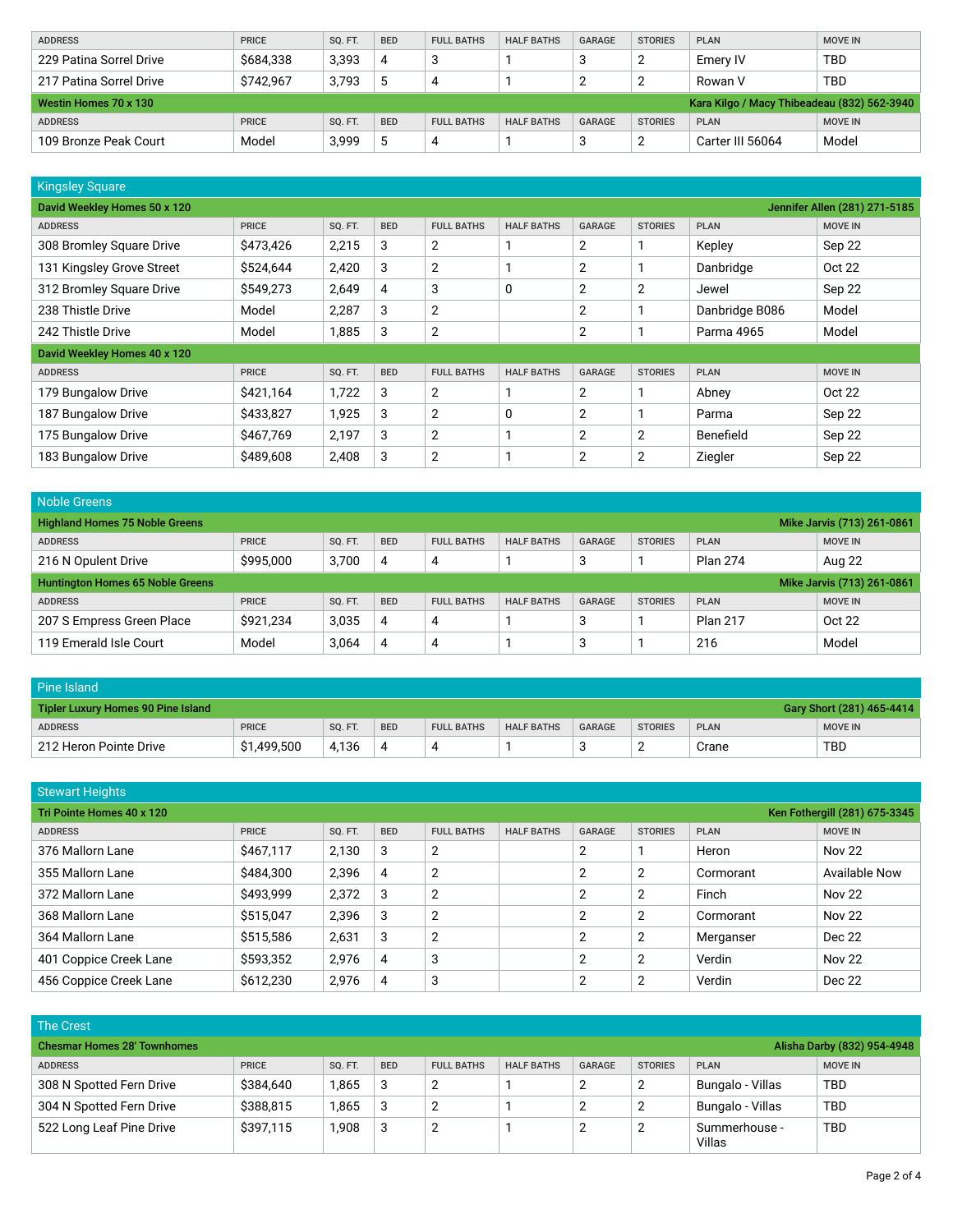| ADDRESS | PRICE | SQ. FT. | BED | FULL BATHS | HALF BATHS | GARAGE | STORIES | PLAN | MOVE IN |
|---|---|---|---|---|---|---|---|---|---|
| 229 Patina Sorrel Drive | $684,338 | 3,393 | 4 | 3 | 1 | 3 | 2 | Emery IV | TBD |
| 217 Patina Sorrel Drive | $742,967 | 3,793 | 5 | 4 | 1 | 2 | 2 | Rowan V | TBD |

**Westin Homes 70 x 130** — Kara Kilgo / Macy Thibeadeau (832) 562-3940

| ADDRESS | PRICE | SQ. FT. | BED | FULL BATHS | HALF BATHS | GARAGE | STORIES | PLAN | MOVE IN |
|---|---|---|---|---|---|---|---|---|---|
| 109 Bronze Peak Court | Model | 3,999 | 5 | 4 | 1 | 3 | 2 | Carter III 56064 | Model |

## Kingsley Square

**David Weekley Homes 50 x 120** — Jennifer Allen (281) 271-5185

| ADDRESS | PRICE | SQ. FT. | BED | FULL BATHS | HALF BATHS | GARAGE | STORIES | PLAN | MOVE IN |
|---|---|---|---|---|---|---|---|---|---|
| 308 Bromley Square Drive | $473,426 | 2,215 | 3 | 2 | 1 | 2 | 1 | Kepley | Sep 22 |
| 131 Kingsley Grove Street | $524,644 | 2,420 | 3 | 2 | 1 | 2 | 1 | Danbridge | Oct 22 |
| 312 Bromley Square Drive | $549,273 | 2,649 | 4 | 3 | 0 | 2 | 2 | Jewel | Sep 22 |
| 238 Thistle Drive | Model | 2,287 | 3 | 2 | | 2 | 1 | Danbridge B086 | Model |
| 242 Thistle Drive | Model | 1,885 | 3 | 2 | | 2 | 1 | Parma 4965 | Model |

**David Weekley Homes 40 x 120**

| ADDRESS | PRICE | SQ. FT. | BED | FULL BATHS | HALF BATHS | GARAGE | STORIES | PLAN | MOVE IN |
|---|---|---|---|---|---|---|---|---|---|
| 179 Bungalow Drive | $421,164 | 1,722 | 3 | 2 | 1 | 2 | 1 | Abney | Oct 22 |
| 187 Bungalow Drive | $433,827 | 1,925 | 3 | 2 | 0 | 2 | 1 | Parma | Sep 22 |
| 175 Bungalow Drive | $467,769 | 2,197 | 3 | 2 | 1 | 2 | 2 | Benefield | Sep 22 |
| 183 Bungalow Drive | $489,608 | 2,408 | 3 | 2 | 1 | 2 | 2 | Ziegler | Sep 22 |

## Noble Greens

**Highland Homes 75 Noble Greens** — Mike Jarvis (713) 261-0861

| ADDRESS | PRICE | SQ. FT. | BED | FULL BATHS | HALF BATHS | GARAGE | STORIES | PLAN | MOVE IN |
|---|---|---|---|---|---|---|---|---|---|
| 216 N Opulent Drive | $995,000 | 3,700 | 4 | 4 | 1 | 3 | 1 | Plan 274 | Aug 22 |

**Huntington Homes 65 Noble Greens** — Mike Jarvis (713) 261-0861

| ADDRESS | PRICE | SQ. FT. | BED | FULL BATHS | HALF BATHS | GARAGE | STORIES | PLAN | MOVE IN |
|---|---|---|---|---|---|---|---|---|---|
| 207 S Empress Green Place | $921,234 | 3,035 | 4 | 4 | 1 | 3 | 1 | Plan 217 | Oct 22 |
| 119 Emerald Isle Court | Model | 3,064 | 4 | 4 | 1 | 3 | 1 | 216 | Model |

## Pine Island

**Tipler Luxury Homes 90 Pine Island** — Gary Short (281) 465-4414

| ADDRESS | PRICE | SQ. FT. | BED | FULL BATHS | HALF BATHS | GARAGE | STORIES | PLAN | MOVE IN |
|---|---|---|---|---|---|---|---|---|---|
| 212 Heron Pointe Drive | $1,499,500 | 4,136 | 4 | 4 | 1 | 3 | 2 | Crane | TBD |

## Stewart Heights

**Tri Pointe Homes 40 x 120** — Ken Fothergill (281) 675-3345

| ADDRESS | PRICE | SQ. FT. | BED | FULL BATHS | HALF BATHS | GARAGE | STORIES | PLAN | MOVE IN |
|---|---|---|---|---|---|---|---|---|---|
| 376 Mallorn Lane | $467,117 | 2,130 | 3 | 2 | | 2 | 1 | Heron | Nov 22 |
| 355 Mallorn Lane | $484,300 | 2,396 | 4 | 2 | | 2 | 2 | Cormorant | Available Now |
| 372 Mallorn Lane | $493,999 | 2,372 | 3 | 2 | | 2 | 2 | Finch | Nov 22 |
| 368 Mallorn Lane | $515,047 | 2,396 | 3 | 2 | | 2 | 2 | Cormorant | Nov 22 |
| 364 Mallorn Lane | $515,586 | 2,631 | 3 | 2 | | 2 | 2 | Merganser | Dec 22 |
| 401 Coppice Creek Lane | $593,352 | 2,976 | 4 | 3 | | 2 | 2 | Verdin | Nov 22 |
| 456 Coppice Creek Lane | $612,230 | 2,976 | 4 | 3 | | 2 | 2 | Verdin | Dec 22 |

## The Crest

**Chesmar Homes 28' Townhomes** — Alisha Darby (832) 954-4948

| ADDRESS | PRICE | SQ. FT. | BED | FULL BATHS | HALF BATHS | GARAGE | STORIES | PLAN | MOVE IN |
|---|---|---|---|---|---|---|---|---|---|
| 308 N Spotted Fern Drive | $384,640 | 1,865 | 3 | 2 | 1 | 2 | 2 | Bungalo - Villas | TBD |
| 304 N Spotted Fern Drive | $388,815 | 1,865 | 3 | 2 | 1 | 2 | 2 | Bungalo - Villas | TBD |
| 522 Long Leaf Pine Drive | $397,115 | 1,908 | 3 | 2 | 1 | 2 | 2 | Summerhouse - Villas | TBD |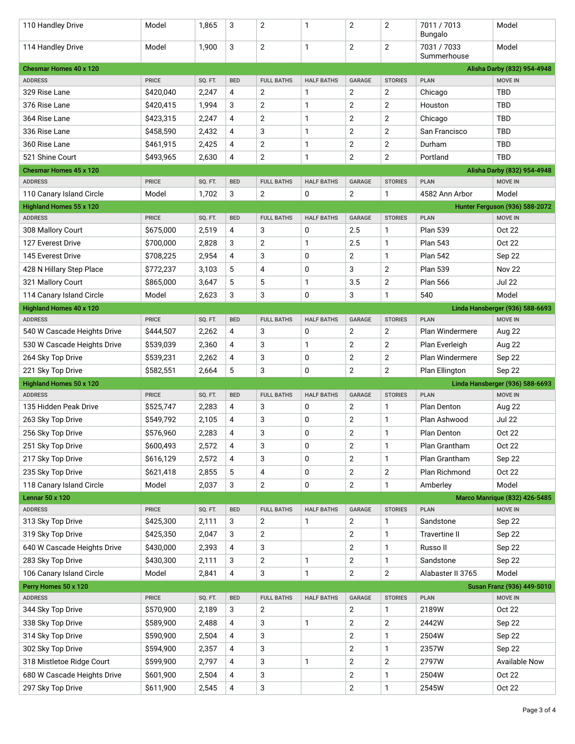| ADDRESS | PRICE | SQ. FT. | BED | FULL BATHS | HALF BATHS | GARAGE | STORIES | PLAN | MOVE IN |
|---|---|---|---|---|---|---|---|---|---|
| 110 Handley Drive | Model | 1,865 | 3 | 2 | 1 | 2 | 2 | 7011 / 7013 Bungalo | Model |
| 114 Handley Drive | Model | 1,900 | 3 | 2 | 1 | 2 | 2 | 7031 / 7033 Summerhouse | Model |

**Chesmar Homes 40 x 120** — Alisha Darby (832) 954-4948

| ADDRESS | PRICE | SQ. FT. | BED | FULL BATHS | HALF BATHS | GARAGE | STORIES | PLAN | MOVE IN |
|---|---|---|---|---|---|---|---|---|---|
| 329 Rise Lane | $420,040 | 2,247 | 4 | 2 | 1 | 2 | 2 | Chicago | TBD |
| 376 Rise Lane | $420,415 | 1,994 | 3 | 2 | 1 | 2 | 2 | Houston | TBD |
| 364 Rise Lane | $423,315 | 2,247 | 4 | 2 | 1 | 2 | 2 | Chicago | TBD |
| 336 Rise Lane | $458,590 | 2,432 | 4 | 3 | 1 | 2 | 2 | San Francisco | TBD |
| 360 Rise Lane | $461,915 | 2,425 | 4 | 2 | 1 | 2 | 2 | Durham | TBD |
| 521 Shine Court | $493,965 | 2,630 | 4 | 2 | 1 | 2 | 2 | Portland | TBD |

**Chesmar Homes 45 x 120** — Alisha Darby (832) 954-4948

| ADDRESS | PRICE | SQ. FT. | BED | FULL BATHS | HALF BATHS | GARAGE | STORIES | PLAN | MOVE IN |
|---|---|---|---|---|---|---|---|---|---|
| 110 Canary Island Circle | Model | 1,702 | 3 | 2 | 0 | 2 | 1 | 4582 Ann Arbor | Model |

**Highland Homes 55 x 120** — Hunter Ferguson (936) 588-2072

| ADDRESS | PRICE | SQ. FT. | BED | FULL BATHS | HALF BATHS | GARAGE | STORIES | PLAN | MOVE IN |
|---|---|---|---|---|---|---|---|---|---|
| 308 Mallory Court | $675,000 | 2,519 | 4 | 3 | 0 | 2.5 | 1 | Plan 539 | Oct 22 |
| 127 Everest Drive | $700,000 | 2,828 | 3 | 2 | 1 | 2.5 | 1 | Plan 543 | Oct 22 |
| 145 Everest Drive | $708,225 | 2,954 | 4 | 3 | 0 | 2 | 1 | Plan 542 | Sep 22 |
| 428 N Hillary Step Place | $772,237 | 3,103 | 5 | 4 | 0 | 3 | 2 | Plan 539 | Nov 22 |
| 321 Mallory Court | $865,000 | 3,647 | 5 | 5 | 1 | 3.5 | 2 | Plan 566 | Jul 22 |
| 114 Canary Island Circle | Model | 2,623 | 3 | 3 | 0 | 3 | 1 | 540 | Model |

**Highland Homes 40 x 120** — Linda Hansberger (936) 588-6693

| ADDRESS | PRICE | SQ. FT. | BED | FULL BATHS | HALF BATHS | GARAGE | STORIES | PLAN | MOVE IN |
|---|---|---|---|---|---|---|---|---|---|
| 540 W Cascade Heights Drive | $444,507 | 2,262 | 4 | 3 | 0 | 2 | 2 | Plan Windermere | Aug 22 |
| 530 W Cascade Heights Drive | $539,039 | 2,360 | 4 | 3 | 1 | 2 | 2 | Plan Everleigh | Aug 22 |
| 264 Sky Top Drive | $539,231 | 2,262 | 4 | 3 | 0 | 2 | 2 | Plan Windermere | Sep 22 |
| 221 Sky Top Drive | $582,551 | 2,664 | 5 | 3 | 0 | 2 | 2 | Plan Ellington | Sep 22 |

**Highland Homes 50 x 120** — Linda Hansberger (936) 588-6693

| ADDRESS | PRICE | SQ. FT. | BED | FULL BATHS | HALF BATHS | GARAGE | STORIES | PLAN | MOVE IN |
|---|---|---|---|---|---|---|---|---|---|
| 135 Hidden Peak Drive | $525,747 | 2,283 | 4 | 3 | 0 | 2 | 1 | Plan Denton | Aug 22 |
| 263 Sky Top Drive | $549,792 | 2,105 | 4 | 3 | 0 | 2 | 1 | Plan Ashwood | Jul 22 |
| 256 Sky Top Drive | $576,960 | 2,283 | 4 | 3 | 0 | 2 | 1 | Plan Denton | Oct 22 |
| 251 Sky Top Drive | $600,493 | 2,572 | 4 | 3 | 0 | 2 | 1 | Plan Grantham | Oct 22 |
| 217 Sky Top Drive | $616,129 | 2,572 | 4 | 3 | 0 | 2 | 1 | Plan Grantham | Sep 22 |
| 235 Sky Top Drive | $621,418 | 2,855 | 5 | 4 | 0 | 2 | 2 | Plan Richmond | Oct 22 |
| 118 Canary Island Circle | Model | 2,037 | 3 | 2 | 0 | 2 | 1 | Amberley | Model |

**Lennar 50 x 120** — Marco Manrique (832) 426-5485

| ADDRESS | PRICE | SQ. FT. | BED | FULL BATHS | HALF BATHS | GARAGE | STORIES | PLAN | MOVE IN |
|---|---|---|---|---|---|---|---|---|---|
| 313 Sky Top Drive | $425,300 | 2,111 | 3 | 2 | 1 | 2 | 1 | Sandstone | Sep 22 |
| 319 Sky Top Drive | $425,350 | 2,047 | 3 | 2 | | 2 | 1 | Travertine II | Sep 22 |
| 640 W Cascade Heights Drive | $430,000 | 2,393 | 4 | 3 | | 2 | 1 | Russo II | Sep 22 |
| 283 Sky Top Drive | $430,300 | 2,111 | 3 | 2 | 1 | 2 | 1 | Sandstone | Sep 22 |
| 106 Canary Island Circle | Model | 2,841 | 4 | 3 | 1 | 2 | 2 | Alabaster II 3765 | Model |

**Perry Homes 50 x 120** — Susan Franz (936) 449-5010

| ADDRESS | PRICE | SQ. FT. | BED | FULL BATHS | HALF BATHS | GARAGE | STORIES | PLAN | MOVE IN |
|---|---|---|---|---|---|---|---|---|---|
| 344 Sky Top Drive | $570,900 | 2,189 | 3 | 2 | | 2 | 1 | 2189W | Oct 22 |
| 338 Sky Top Drive | $589,900 | 2,488 | 4 | 3 | 1 | 2 | 2 | 2442W | Sep 22 |
| 314 Sky Top Drive | $590,900 | 2,504 | 4 | 3 | | 2 | 1 | 2504W | Sep 22 |
| 302 Sky Top Drive | $594,900 | 2,357 | 4 | 3 | | 2 | 1 | 2357W | Sep 22 |
| 318 Mistletoe Ridge Court | $599,900 | 2,797 | 4 | 3 | 1 | 2 | 2 | 2797W | Available Now |
| 680 W Cascade Heights Drive | $601,900 | 2,504 | 4 | 3 | | 2 | 1 | 2504W | Oct 22 |
| 297 Sky Top Drive | $611,900 | 2,545 | 4 | 3 | | 2 | 1 | 2545W | Oct 22 |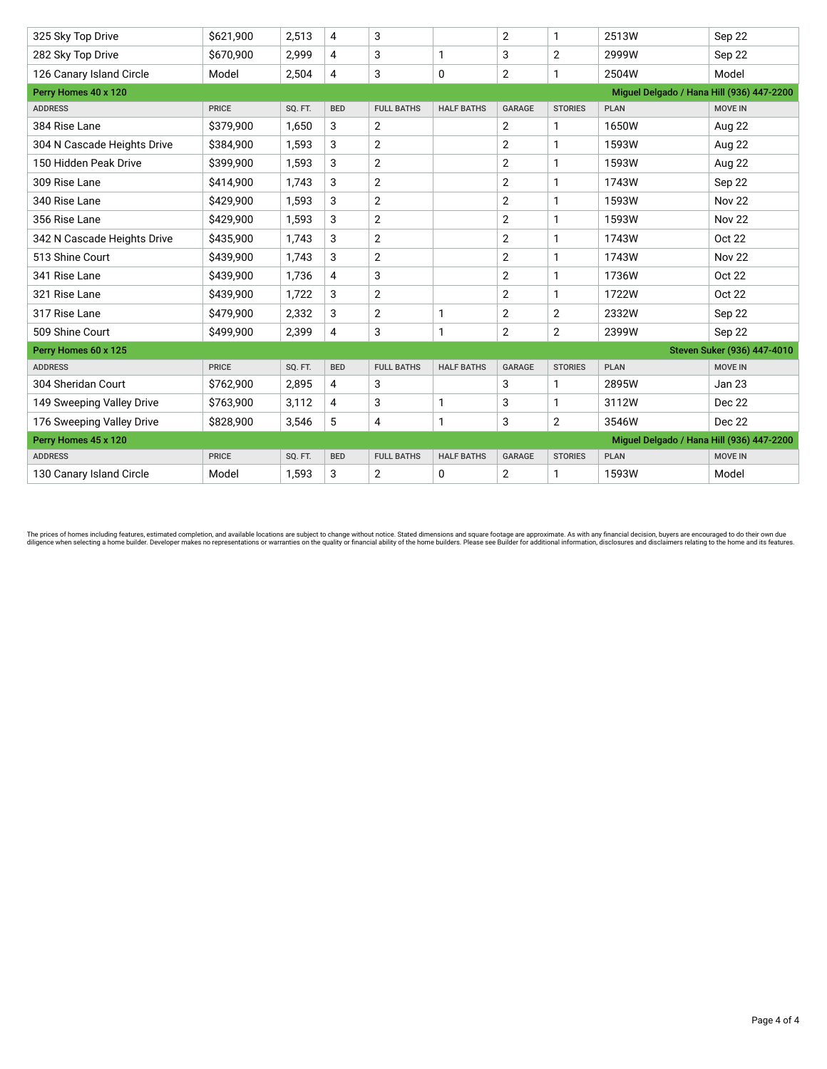| | | | | | | | | | |
|---|---|---|---|---|---|---|---|---|---|
| 325 Sky Top Drive | $621,900 | 2,513 | 4 | 3 | | 2 | 1 | 2513W | Sep 22 |
| 282 Sky Top Drive | $670,900 | 2,999 | 4 | 3 | 1 | 3 | 2 | 2999W | Sep 22 |
| 126 Canary Island Circle | Model | 2,504 | 4 | 3 | 0 | 2 | 1 | 2504W | Model |

**Perry Homes 40 x 120** — Miguel Delgado / Hana Hill (936) 447-2200

| ADDRESS | PRICE | SQ. FT. | BED | FULL BATHS | HALF BATHS | GARAGE | STORIES | PLAN | MOVE IN |
|---|---|---|---|---|---|---|---|---|---|
| 384 Rise Lane | $379,900 | 1,650 | 3 | 2 | | 2 | 1 | 1650W | Aug 22 |
| 304 N Cascade Heights Drive | $384,900 | 1,593 | 3 | 2 | | 2 | 1 | 1593W | Aug 22 |
| 150 Hidden Peak Drive | $399,900 | 1,593 | 3 | 2 | | 2 | 1 | 1593W | Aug 22 |
| 309 Rise Lane | $414,900 | 1,743 | 3 | 2 | | 2 | 1 | 1743W | Sep 22 |
| 340 Rise Lane | $429,900 | 1,593 | 3 | 2 | | 2 | 1 | 1593W | Nov 22 |
| 356 Rise Lane | $429,900 | 1,593 | 3 | 2 | | 2 | 1 | 1593W | Nov 22 |
| 342 N Cascade Heights Drive | $435,900 | 1,743 | 3 | 2 | | 2 | 1 | 1743W | Oct 22 |
| 513 Shine Court | $439,900 | 1,743 | 3 | 2 | | 2 | 1 | 1743W | Nov 22 |
| 341 Rise Lane | $439,900 | 1,736 | 4 | 3 | | 2 | 1 | 1736W | Oct 22 |
| 321 Rise Lane | $439,900 | 1,722 | 3 | 2 | | 2 | 1 | 1722W | Oct 22 |
| 317 Rise Lane | $479,900 | 2,332 | 3 | 2 | 1 | 2 | 2 | 2332W | Sep 22 |
| 509 Shine Court | $499,900 | 2,399 | 4 | 3 | 1 | 2 | 2 | 2399W | Sep 22 |

**Perry Homes 60 x 125** — Steven Suker (936) 447-4010

| ADDRESS | PRICE | SQ. FT. | BED | FULL BATHS | HALF BATHS | GARAGE | STORIES | PLAN | MOVE IN |
|---|---|---|---|---|---|---|---|---|---|
| 304 Sheridan Court | $762,900 | 2,895 | 4 | 3 | | 3 | 1 | 2895W | Jan 23 |
| 149 Sweeping Valley Drive | $763,900 | 3,112 | 4 | 3 | 1 | 3 | 1 | 3112W | Dec 22 |
| 176 Sweeping Valley Drive | $828,900 | 3,546 | 5 | 4 | 1 | 3 | 2 | 3546W | Dec 22 |

**Perry Homes 45 x 120** — Miguel Delgado / Hana Hill (936) 447-2200

| ADDRESS | PRICE | SQ. FT. | BED | FULL BATHS | HALF BATHS | GARAGE | STORIES | PLAN | MOVE IN |
|---|---|---|---|---|---|---|---|---|---|
| 130 Canary Island Circle | Model | 1,593 | 3 | 2 | 0 | 2 | 1 | 1593W | Model |

The prices of homes including features, estimated completion, and available locations are subject to change without notice. Stated dimensions and square footage are approximate. As with any financial decision, buyers are encouraged to do their own due diligence when selecting a home builder. Developer makes no representations or warranties on the quality or financial ability of the home builders. Please see Builder for additional information, disclosures and disclaimers relating to the home and its features.